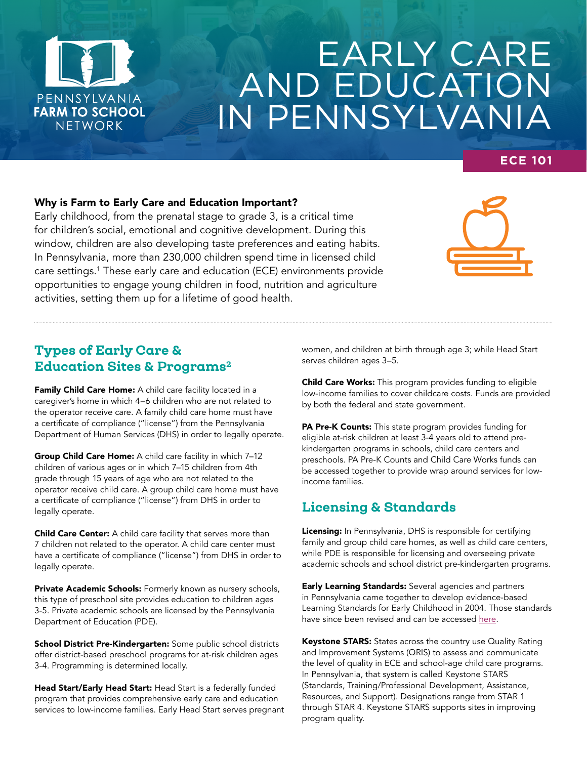PENNSYLVANIA FARM TO SCHOOL NETWORK

# EARLY CARE AND EDUCATION IN PENNSYLVANIA

**ECE 101**

### Why is Farm to Early Care and Education Important?

Early childhood, from the prenatal stage to grade 3, is a critical time for children's social, emotional and cognitive development. During this window, children are also developing taste preferences and eating habits. In Pennsylvania, more than 230,000 children spend time in licensed child care settings.[1] These early care and education (ECE) environments provide opportunities to engage young children in food, nutrition and agriculture activities, setting them up for a lifetime of good health.

## Types of Early Care & Education Sites & Programs[2]

**Family Child Care Home:** A child care facility located in a caregiver's home in which 4–6 children who are not related to the operator receive care. A family child care home must have a certificate of compliance ("license") from the Pennsylvania Department of Human Services (DHS) in order to legally operate.

**Group Child Care Home:** A child care facility in which 7–12 children of various ages or in which 7–15 children from 4th grade through 15 years of age who are not related to the operator receive child care. A group child care home must have a certificate of compliance ("license") from DHS in order to legally operate.

**Child Care Center:** A child care facility that serves more than 7 children not related to the operator. A child care center must have a certificate of compliance ("license") from DHS in order to legally operate.

**Private Academic Schools:** Formerly known as nursery schools, this type of preschool site provides education to children ages 3-5. Private academic schools are licensed by the Pennsylvania Department of Education (PDE).

**School District Pre-Kindergarten:** Some public school districts offer district-based preschool programs for at-risk children ages 3-4. Programming is determined locally.

**Head Start/Early Head Start:** Head Start is a federally funded program that provides comprehensive early care and education services to low-income families. Early Head Start serves pregnant women, and children at birth through age 3; while Head Start serves children ages 3–5.

**Child Care Works:** This program provides funding to eligible low-income families to cover childcare costs. Funds are provided by both the federal and state government.

**PA Pre-K Counts:** This state program provides funding for eligible at-risk children at least 3-4 years old to attend pre-kindergarten programs in schools, child care centers and preschools. PA Pre-K Counts and Child Care Works funds can be accessed together to provide wrap around services for low-income families.

## Licensing & Standards

**Licensing:** In Pennsylvania, DHS is responsible for certifying family and group child care homes, as well as child care centers, while PDE is responsible for licensing and overseeing private academic schools and school district pre-kindergarten programs.

**Early Learning Standards:** Several agencies and partners in Pennsylvania came together to develop evidence-based Learning Standards for Early Childhood in 2004. Those standards have since been revised and can be accessed here.

**Keystone STARS:** States across the country use Quality Rating and Improvement Systems (QRIS) to assess and communicate the level of quality in ECE and school-age child care programs. In Pennsylvania, that system is called Keystone STARS (Standards, Training/Professional Development, Assistance, Resources, and Support). Designations range from STAR 1 through STAR 4. Keystone STARS supports sites in improving program quality.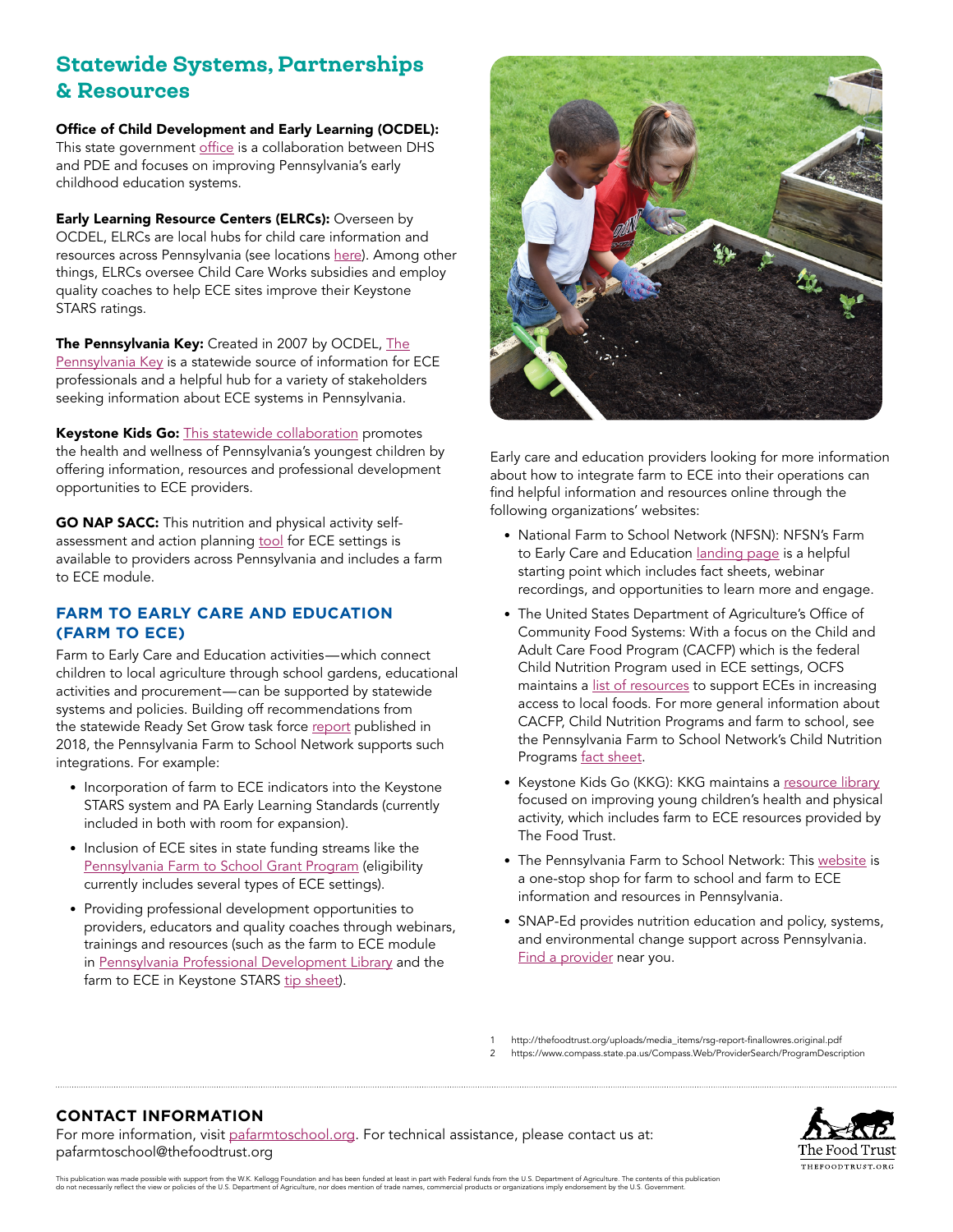# Statewide Systems, Partnerships & Resources

**Office of Child Development and Early Learning (OCDEL):** This state government office is a collaboration between DHS and PDE and focuses on improving Pennsylvania's early childhood education systems.

**Early Learning Resource Centers (ELRCs):** Overseen by OCDEL, ELRCs are local hubs for child care information and resources across Pennsylvania (see locations here). Among other things, ELRCs oversee Child Care Works subsidies and employ quality coaches to help ECE sites improve their Keystone STARS ratings.

**The Pennsylvania Key:** Created in 2007 by OCDEL, The Pennsylvania Key is a statewide source of information for ECE professionals and a helpful hub for a variety of stakeholders seeking information about ECE systems in Pennsylvania.

**Keystone Kids Go:** This statewide collaboration promotes the health and wellness of Pennsylvania's youngest children by offering information, resources and professional development opportunities to ECE providers.

**GO NAP SACC:** This nutrition and physical activity self-assessment and action planning tool for ECE settings is available to providers across Pennsylvania and includes a farm to ECE module.

## FARM TO EARLY CARE AND EDUCATION (FARM TO ECE)

Farm to Early Care and Education activities—which connect children to local agriculture through school gardens, educational activities and procurement—can be supported by statewide systems and policies. Building off recommendations from the statewide Ready Set Grow task force report published in 2018, the Pennsylvania Farm to School Network supports such integrations. For example:

- Incorporation of farm to ECE indicators into the Keystone STARS system and PA Early Learning Standards (currently included in both with room for expansion).
- Inclusion of ECE sites in state funding streams like the Pennsylvania Farm to School Grant Program (eligibility currently includes several types of ECE settings).
- Providing professional development opportunities to providers, educators and quality coaches through webinars, trainings and resources (such as the farm to ECE module in Pennsylvania Professional Development Library and the farm to ECE in Keystone STARS tip sheet).

Early care and education providers looking for more information about how to integrate farm to ECE into their operations can find helpful information and resources online through the following organizations' websites:

- National Farm to School Network (NFSN): NFSN's Farm to Early Care and Education landing page is a helpful starting point which includes fact sheets, webinar recordings, and opportunities to learn more and engage.
- The United States Department of Agriculture's Office of Community Food Systems: With a focus on the Child and Adult Care Food Program (CACFP) which is the federal Child Nutrition Program used in ECE settings, OCFS maintains a list of resources to support ECEs in increasing access to local foods. For more general information about CACFP, Child Nutrition Programs and farm to school, see the Pennsylvania Farm to School Network's Child Nutrition Programs fact sheet.
- Keystone Kids Go (KKG): KKG maintains a resource library focused on improving young children's health and physical activity, which includes farm to ECE resources provided by The Food Trust.
- The Pennsylvania Farm to School Network: This website is a one-stop shop for farm to school and farm to ECE information and resources in Pennsylvania.
- SNAP-Ed provides nutrition education and policy, systems, and environmental change support across Pennsylvania. Find a provider near you.

1 http://thefoodtrust.org/uploads/media_items/rsg-report-finallowres.original.pdf

2 https://www.compass.state.pa.us/Compass.Web/ProviderSearch/ProgramDescription

## CONTACT INFORMATION

For more information, visit pafarmtoschool.org. For technical assistance, please contact us at: pafarmtoschool@thefoodtrust.org

The Food Trust
THEFOODTRUST.ORG

This publication was made possible with support from the W.K. Kellogg Foundation and has been funded at least in part with Federal funds from the U.S. Department of Agriculture. The contents of this publication do not necessarily reflect the view or policies of the U.S. Department of Agriculture, nor does mention of trade names, commercial products or organizations imply endorsement by the U.S. Government.